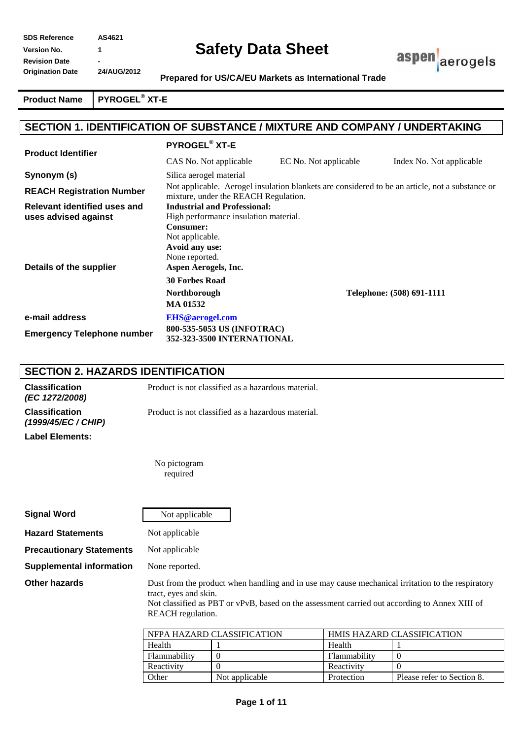| | |
|---|---|
| **SDS Reference** | **AS4621** |
| **Version No.** | **1** |
| **Revision Date** | **-** |
| **Origination Date** | **24/AUG/2012** |

# Safety Data Sheet

**Prepared for US/CA/EU Markets as International Trade**

aspen aerogels

| **Product Name** | **PYROGEL® XT-E** |
|---|---|

## SECTION 1. IDENTIFICATION OF SUBSTANCE / MIXTURE AND COMPANY / UNDERTAKING

**Product Identifier**
**PYROGEL® XT-E**
CAS No. Not applicable — EC No. Not applicable — Index No. Not applicable

**Synonym (s)**
Silica aerogel material

**REACH Registration Number**
Not applicable. Aerogel insulation blankets are considered to be an article, not a substance or mixture, under the REACH Regulation.

**Relevant identified uses and uses advised against**
**Industrial and Professional:**
High performance insulation material.
**Consumer:**
Not applicable.
**Avoid any use:**
None reported.

**Details of the supplier**
**Aspen Aerogels, Inc.**
**30 Forbes Road**
**Northborough**
**MA 01532**
**Telephone: (508) 691-1111**

**e-mail address**
**EHS@aerogel.com**

**Emergency Telephone number**
**800-535-5053 US (INFOTRAC)**
**352-323-3500 INTERNATIONAL**

## SECTION 2. HAZARDS IDENTIFICATION

**Classification *(EC 1272/2008)***
Product is not classified as a hazardous material.

**Classification *(1999/45/EC / CHIP)***
Product is not classified as a hazardous material.

**Label Elements:**

No pictogram required

**Signal Word**
Not applicable

**Hazard Statements**
Not applicable

**Precautionary Statements**
Not applicable

**Supplemental information**
None reported.

**Other hazards**
Dust from the product when handling and in use may cause mechanical irritation to the respiratory tract, eyes and skin.
Not classified as PBT or vPvB, based on the assessment carried out according to Annex XIII of REACH regulation.

| NFPA HAZARD CLASSIFICATION | | HMIS HAZARD CLASSIFICATION | |
|---|---|---|---|
| Health | 1 | Health | 1 |
| Flammability | 0 | Flammability | 0 |
| Reactivity | 0 | Reactivity | 0 |
| Other | Not applicable | Protection | Please refer to Section 8. |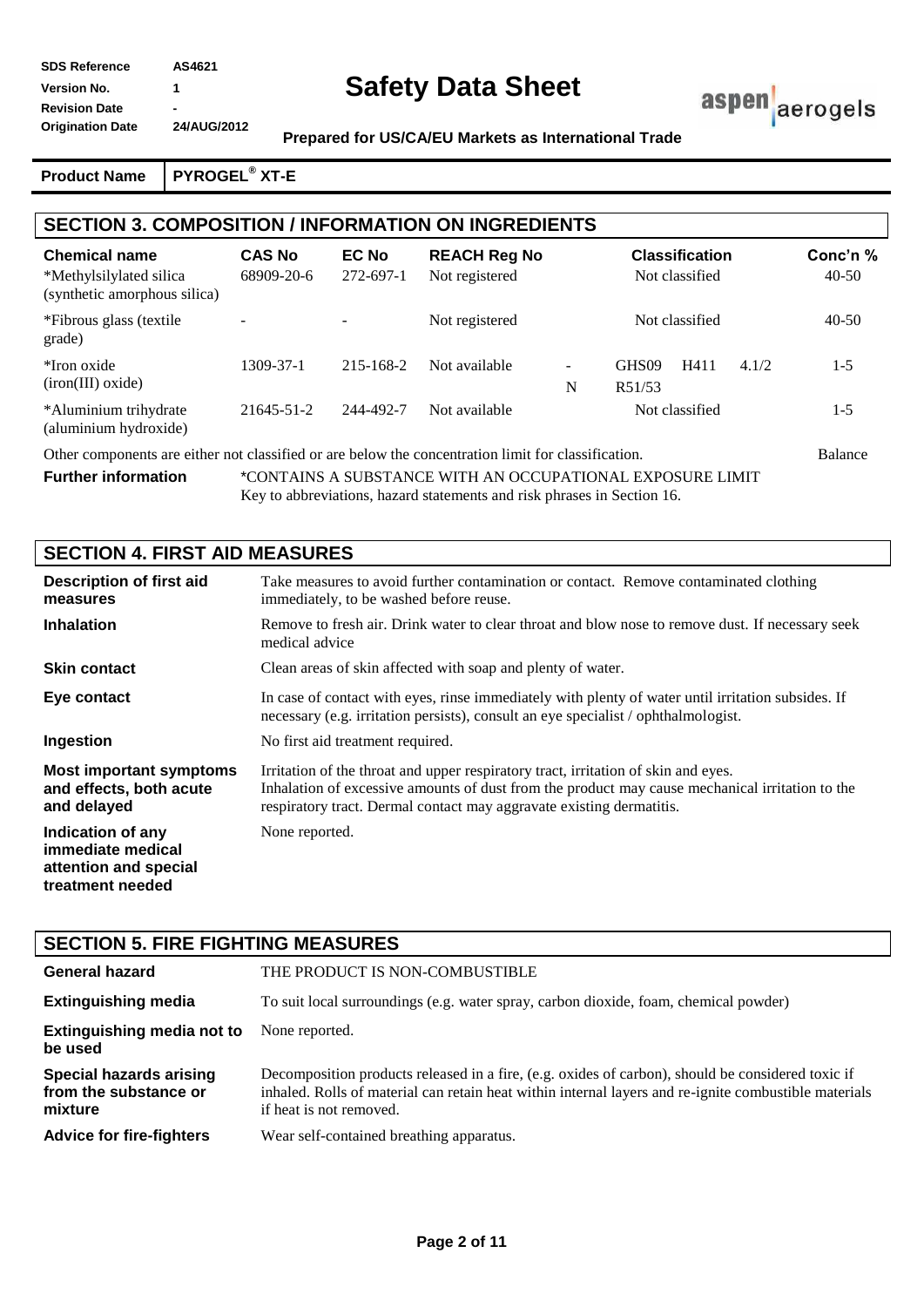| SDS Reference | AS4621 |
|---|---|
| Version No. | 1 |
| Revision Date | - |
| Origination Date | 24/AUG/2012 |

# Safety Data Sheet

**Prepared for US/CA/EU Markets as International Trade**

| **Product Name** | **PYROGEL® XT-E** |
|---|---|

## SECTION 3. COMPOSITION / INFORMATION ON INGREDIENTS

| Chemical name | CAS No | EC No | REACH Reg No | | Classification | | | Conc'n % |
|---|---|---|---|---|---|---|---|---|
| *Methylsilylated silica (synthetic amorphous silica) | 68909-20-6 | 272-697-1 | Not registered | | Not classified | | | 40-50 |
| *Fibrous glass (textile grade) | - | - | Not registered | | Not classified | | | 40-50 |
| *Iron oxide (iron(III) oxide) | 1309-37-1 | 215-168-2 | Not available | - <br> N | GHS09 <br> R51/53 | H411 | 4.1/2 | 1-5 |
| *Aluminium trihydrate (aluminium hydroxide) | 21645-51-2 | 244-492-7 | Not available | | Not classified | | | 1-5 |

Other components are either not classified or are below the concentration limit for classification. Balance

**Further information** *CONTAINS A SUBSTANCE WITH AN OCCUPATIONAL EXPOSURE LIMIT
Key to abbreviations, hazard statements and risk phrases in Section 16.

## SECTION 4. FIRST AID MEASURES

**Description of first aid measures**
Take measures to avoid further contamination or contact. Remove contaminated clothing immediately, to be washed before reuse.

**Inhalation**
Remove to fresh air. Drink water to clear throat and blow nose to remove dust. If necessary seek medical advice

**Skin contact**
Clean areas of skin affected with soap and plenty of water.

**Eye contact**
In case of contact with eyes, rinse immediately with plenty of water until irritation subsides. If necessary (e.g. irritation persists), consult an eye specialist / ophthalmologist.

**Ingestion**
No first aid treatment required.

**Most important symptoms and effects, both acute and delayed**
Irritation of the throat and upper respiratory tract, irritation of skin and eyes.
Inhalation of excessive amounts of dust from the product may cause mechanical irritation to the respiratory tract. Dermal contact may aggravate existing dermatitis.

**Indication of any immediate medical attention and special treatment needed**
None reported.

## SECTION 5. FIRE FIGHTING MEASURES

**General hazard**
THE PRODUCT IS NON-COMBUSTIBLE

**Extinguishing media**
To suit local surroundings (e.g. water spray, carbon dioxide, foam, chemical powder)

**Extinguishing media not to be used**
None reported.

**Special hazards arising from the substance or mixture**
Decomposition products released in a fire, (e.g. oxides of carbon), should be considered toxic if inhaled. Rolls of material can retain heat within internal layers and re-ignite combustible materials if heat is not removed.

**Advice for fire-fighters**
Wear self-contained breathing apparatus.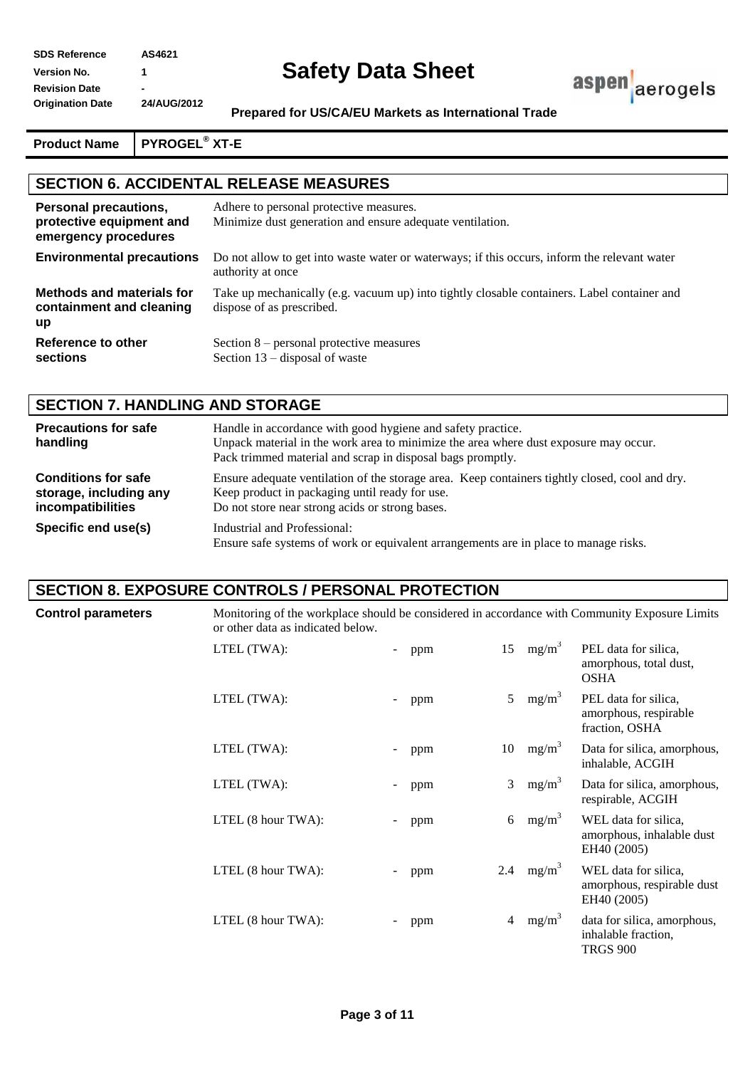## SECTION 6. ACCIDENTAL RELEASE MEASURES

| | |
|---|---|
| **Personal precautions, protective equipment and emergency procedures** | Adhere to personal protective measures.<br>Minimize dust generation and ensure adequate ventilation. |
| **Environmental precautions** | Do not allow to get into waste water or waterways; if this occurs, inform the relevant water authority at once |
| **Methods and materials for containment and cleaning up** | Take up mechanically (e.g. vacuum up) into tightly closable containers. Label container and dispose of as prescribed. |
| **Reference to other sections** | Section 8 – personal protective measures<br>Section 13 – disposal of waste |

## SECTION 7. HANDLING AND STORAGE

| | |
|---|---|
| **Precautions for safe handling** | Handle in accordance with good hygiene and safety practice.<br>Unpack material in the work area to minimize the area where dust exposure may occur.<br>Pack trimmed material and scrap in disposal bags promptly. |
| **Conditions for safe storage, including any incompatibilities** | Ensure adequate ventilation of the storage area. Keep containers tightly closed, cool and dry.<br>Keep product in packaging until ready for use.<br>Do not store near strong acids or strong bases. |
| **Specific end use(s)** | Industrial and Professional:<br>Ensure safe systems of work or equivalent arrangements are in place to manage risks. |

## SECTION 8. EXPOSURE CONTROLS / PERSONAL PROTECTION

**Control parameters**

Monitoring of the workplace should be considered in accordance with Community Exposure Limits or other data as indicated below.

| Limit | | | | | Source |
|---|---|---|---|---|---|
| LTEL (TWA): | - | ppm | 15 | $mg/m^3$ | PEL data for silica, amorphous, total dust, OSHA |
| LTEL (TWA): | - | ppm | 5 | $mg/m^3$ | PEL data for silica, amorphous, respirable fraction, OSHA |
| LTEL (TWA): | - | ppm | 10 | $mg/m^3$ | Data for silica, amorphous, inhalable, ACGIH |
| LTEL (TWA): | - | ppm | 3 | $mg/m^3$ | Data for silica, amorphous, respirable, ACGIH |
| LTEL (8 hour TWA): | - | ppm | 6 | $mg/m^3$ | WEL data for silica, amorphous, inhalable dust EH40 (2005) |
| LTEL (8 hour TWA): | - | ppm | 2.4 | $mg/m^3$ | WEL data for silica, amorphous, respirable dust EH40 (2005) |
| LTEL (8 hour TWA): | - | ppm | 4 | $mg/m^3$ | data for silica, amorphous, inhalable fraction, TRGS 900 |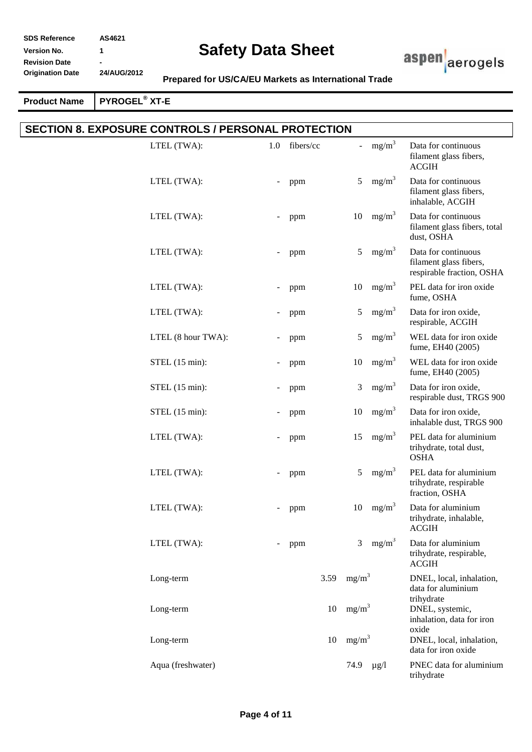## SECTION 8. EXPOSURE CONTROLS / PERSONAL PROTECTION

| | | | | | |
|---|---|---|---|---|---|
| LTEL (TWA): | 1.0 | fibers/cc | - | $mg/m^3$ | Data for continuous filament glass fibers, ACGIH |
| LTEL (TWA): | - | ppm | 5 | $mg/m^3$ | Data for continuous filament glass fibers, inhalable, ACGIH |
| LTEL (TWA): | - | ppm | 10 | $mg/m^3$ | Data for continuous filament glass fibers, total dust, OSHA |
| LTEL (TWA): | - | ppm | 5 | $mg/m^3$ | Data for continuous filament glass fibers, respirable fraction, OSHA |
| LTEL (TWA): | - | ppm | 10 | $mg/m^3$ | PEL data for iron oxide fume, OSHA |
| LTEL (TWA): | - | ppm | 5 | $mg/m^3$ | Data for iron oxide, respirable, ACGIH |
| LTEL (8 hour TWA): | - | ppm | 5 | $mg/m^3$ | WEL data for iron oxide fume, EH40 (2005) |
| STEL (15 min): | - | ppm | 10 | $mg/m^3$ | WEL data for iron oxide fume, EH40 (2005) |
| STEL (15 min): | - | ppm | 3 | $mg/m^3$ | Data for iron oxide, respirable dust, TRGS 900 |
| STEL (15 min): | - | ppm | 10 | $mg/m^3$ | Data for iron oxide, inhalable dust, TRGS 900 |
| LTEL (TWA): | - | ppm | 15 | $mg/m^3$ | PEL data for aluminium trihydrate, total dust, OSHA |
| LTEL (TWA): | - | ppm | 5 | $mg/m^3$ | PEL data for aluminium trihydrate, respirable fraction, OSHA |
| LTEL (TWA): | - | ppm | 10 | $mg/m^3$ | Data for aluminium trihydrate, inhalable, ACGIH |
| LTEL (TWA): | - | ppm | 3 | $mg/m^3$ | Data for aluminium trihydrate, respirable, ACGIH |
| Long-term | | | 3.59 | $mg/m^3$ | DNEL, local, inhalation, data for aluminium trihydrate |
| Long-term | | | 10 | $mg/m^3$ | DNEL, systemic, inhalation, data for iron oxide |
| Long-term | | | 10 | $mg/m^3$ | DNEL, local, inhalation, data for iron oxide |
| Aqua (freshwater) | | | 74.9 | µg/l | PNEC data for aluminium trihydrate |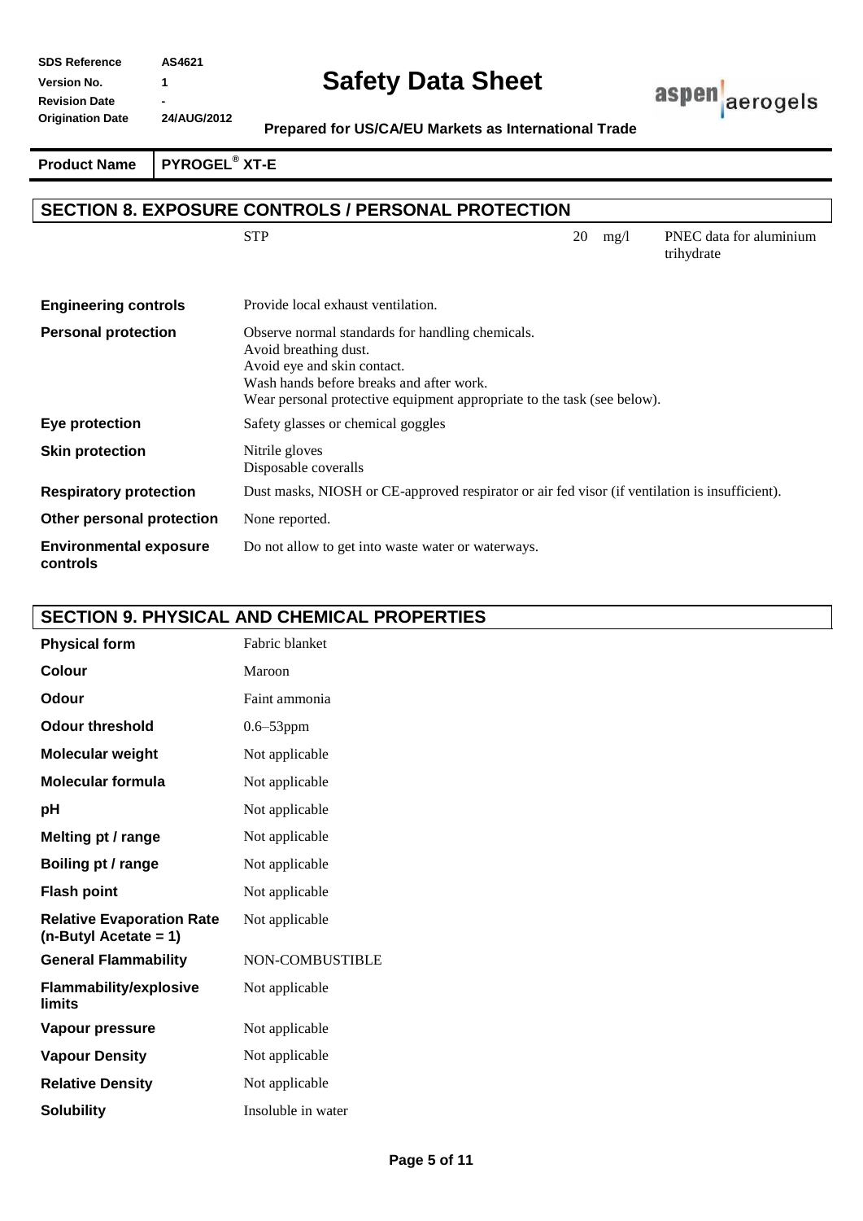## SECTION 8. EXPOSURE CONTROLS / PERSONAL PROTECTION

| | | | | |
|---|---|---|---|---|
| STP | 20 | mg/l | PNEC data for aluminium trihydrate |

| | |
|---|---|
| **Engineering controls** | Provide local exhaust ventilation. |
| **Personal protection** | Observe normal standards for handling chemicals.<br>Avoid breathing dust.<br>Avoid eye and skin contact.<br>Wash hands before breaks and after work.<br>Wear personal protective equipment appropriate to the task (see below). |
| **Eye protection** | Safety glasses or chemical goggles |
| **Skin protection** | Nitrile gloves<br>Disposable coveralls |
| **Respiratory protection** | Dust masks, NIOSH or CE-approved respirator or air fed visor (if ventilation is insufficient). |
| **Other personal protection** | None reported. |
| **Environmental exposure controls** | Do not allow to get into waste water or waterways. |

## SECTION 9. PHYSICAL AND CHEMICAL PROPERTIES

| | |
|---|---|
| **Physical form** | Fabric blanket |
| **Colour** | Maroon |
| **Odour** | Faint ammonia |
| **Odour threshold** | 0.6–53ppm |
| **Molecular weight** | Not applicable |
| **Molecular formula** | Not applicable |
| **pH** | Not applicable |
| **Melting pt / range** | Not applicable |
| **Boiling pt / range** | Not applicable |
| **Flash point** | Not applicable |
| **Relative Evaporation Rate (n-Butyl Acetate = 1)** | Not applicable |
| **General Flammability** | NON-COMBUSTIBLE |
| **Flammability/explosive limits** | Not applicable |
| **Vapour pressure** | Not applicable |
| **Vapour Density** | Not applicable |
| **Relative Density** | Not applicable |
| **Solubility** | Insoluble in water |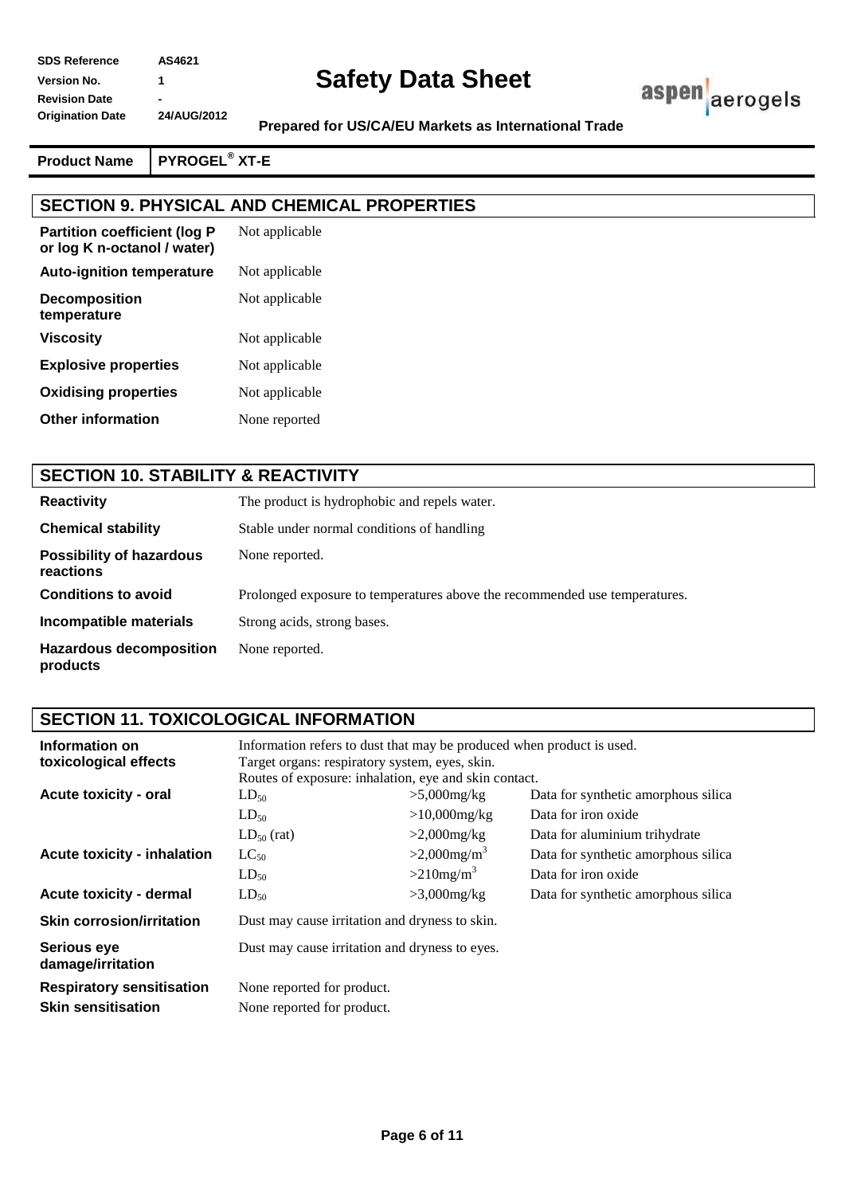| | |
|---|---|
| **Product Name** | **PYROGEL® XT-E** |

## SECTION 9. PHYSICAL AND CHEMICAL PROPERTIES

| | |
|---|---|
| **Partition coefficient (log P or log K n-octanol / water)** | Not applicable |
| **Auto-ignition temperature** | Not applicable |
| **Decomposition temperature** | Not applicable |
| **Viscosity** | Not applicable |
| **Explosive properties** | Not applicable |
| **Oxidising properties** | Not applicable |
| **Other information** | None reported |

## SECTION 10. STABILITY & REACTIVITY

| | |
|---|---|
| **Reactivity** | The product is hydrophobic and repels water. |
| **Chemical stability** | Stable under normal conditions of handling |
| **Possibility of hazardous reactions** | None reported. |
| **Conditions to avoid** | Prolonged exposure to temperatures above the recommended use temperatures. |
| **Incompatible materials** | Strong acids, strong bases. |
| **Hazardous decomposition products** | None reported. |

## SECTION 11. TOXICOLOGICAL INFORMATION

| | | | |
|---|---|---|---|
| **Information on toxicological effects** | Information refers to dust that may be produced when product is used. Target organs: respiratory system, eyes, skin. Routes of exposure: inhalation, eye and skin contact. | | |
| **Acute toxicity - oral** | $LD_{50}$ | >5,000mg/kg | Data for synthetic amorphous silica |
| | $LD_{50}$ | >10,000mg/kg | Data for iron oxide |
| | $LD_{50}$ (rat) | >2,000mg/kg | Data for aluminium trihydrate |
| **Acute toxicity - inhalation** | $LC_{50}$ | >2,000mg/m$^3$ | Data for synthetic amorphous silica |
| | $LD_{50}$ | >210mg/m$^3$ | Data for iron oxide |
| **Acute toxicity - dermal** | $LD_{50}$ | >3,000mg/kg | Data for synthetic amorphous silica |
| **Skin corrosion/irritation** | Dust may cause irritation and dryness to skin. | | |
| **Serious eye damage/irritation** | Dust may cause irritation and dryness to eyes. | | |
| **Respiratory sensitisation** | None reported for product. | | |
| **Skin sensitisation** | None reported for product. | | |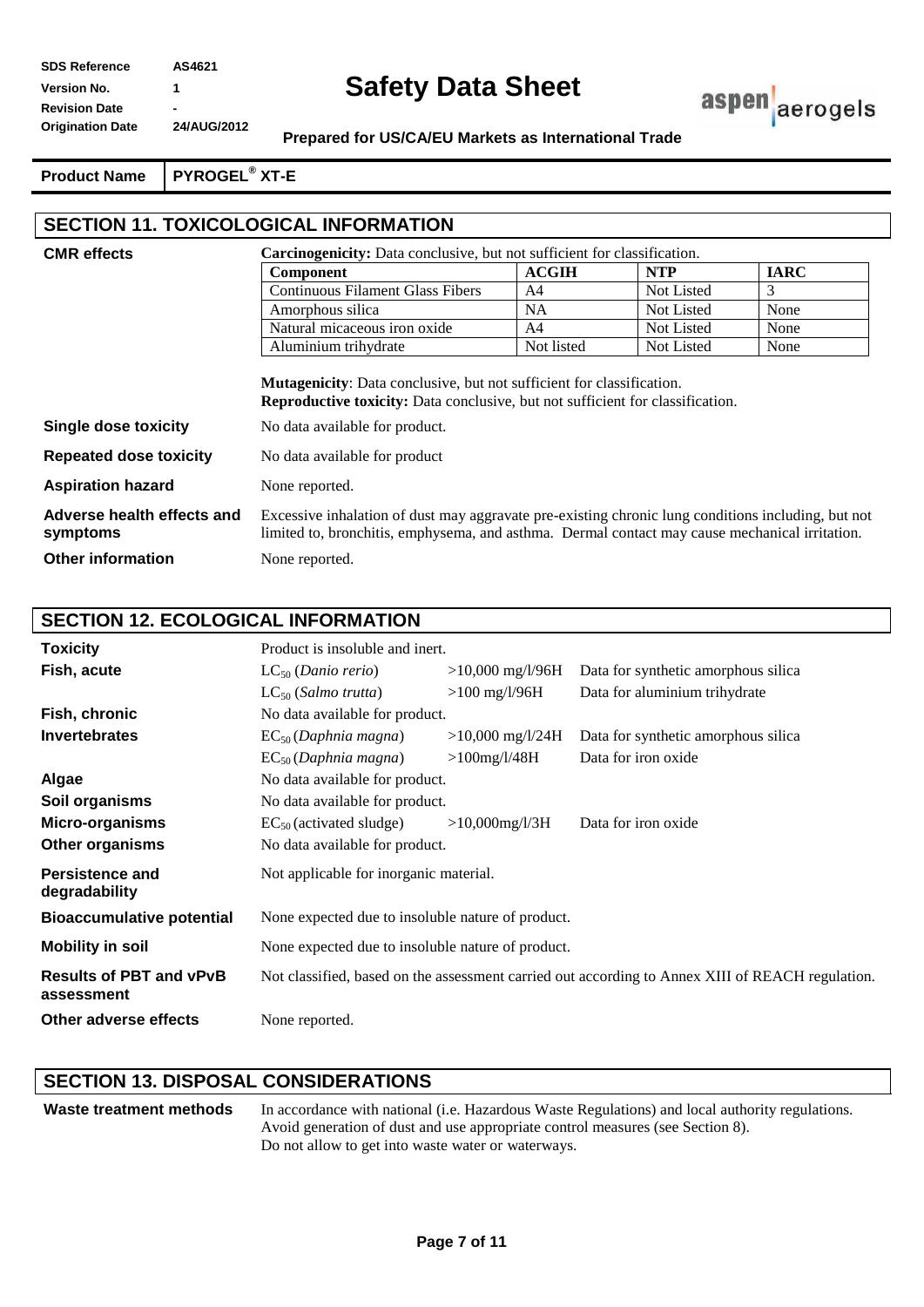## SECTION 11. TOXICOLOGICAL INFORMATION

**CMR effects**

**Carcinogenicity:** Data conclusive, but not sufficient for classification.

| Component | ACGIH | NTP | IARC |
|---|---|---|---|
| Continuous Filament Glass Fibers | A4 | Not Listed | 3 |
| Amorphous silica | NA | Not Listed | None |
| Natural micaceous iron oxide | A4 | Not Listed | None |
| Aluminium trihydrate | Not listed | Not Listed | None |

**Mutagenicity**: Data conclusive, but not sufficient for classification.
**Reproductive toxicity:** Data conclusive, but not sufficient for classification.

| | |
|---|---|
| **Single dose toxicity** | No data available for product. |
| **Repeated dose toxicity** | No data available for product |
| **Aspiration hazard** | None reported. |
| **Adverse health effects and symptoms** | Excessive inhalation of dust may aggravate pre-existing chronic lung conditions including, but not limited to, bronchitis, emphysema, and asthma. Dermal contact may cause mechanical irritation. |
| **Other information** | None reported. |

## SECTION 12. ECOLOGICAL INFORMATION

| | | | |
|---|---|---|---|
| **Toxicity** | Product is insoluble and inert. | | |
| **Fish, acute** | $LC_{50}$ (*Danio rerio*) | >10,000 mg/l/96H | Data for synthetic amorphous silica |
| | $LC_{50}$ (*Salmo trutta*) | >100 mg/l/96H | Data for aluminium trihydrate |
| **Fish, chronic** | No data available for product. | | |
| **Invertebrates** | $EC_{50}$ (*Daphnia magna*) | >10,000 mg/l/24H | Data for synthetic amorphous silica |
| | $EC_{50}$ (*Daphnia magna*) | >100mg/l/48H | Data for iron oxide |
| **Algae** | No data available for product. | | |
| **Soil organisms** | No data available for product. | | |
| **Micro-organisms** | $EC_{50}$ (activated sludge) | >10,000mg/l/3H | Data for iron oxide |
| **Other organisms** | No data available for product. | | |
| **Persistence and degradability** | Not applicable for inorganic material. | | |
| **Bioaccumulative potential** | None expected due to insoluble nature of product. | | |
| **Mobility in soil** | None expected due to insoluble nature of product. | | |
| **Results of PBT and vPvB assessment** | Not classified, based on the assessment carried out according to Annex XIII of REACH regulation. | | |
| **Other adverse effects** | None reported. | | |

## SECTION 13. DISPOSAL CONSIDERATIONS

**Waste treatment methods**

In accordance with national (i.e. Hazardous Waste Regulations) and local authority regulations.
Avoid generation of dust and use appropriate control measures (see Section 8).
Do not allow to get into waste water or waterways.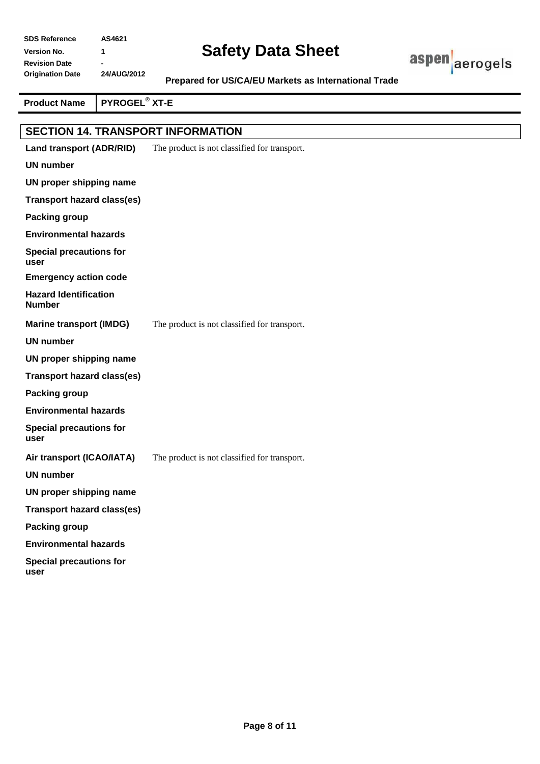**Product Name** | **PYROGEL® XT-E**

## SECTION 14. TRANSPORT INFORMATION

**Land transport (ADR/RID)** The product is not classified for transport.

**UN number**

**UN proper shipping name**

**Transport hazard class(es)**

**Packing group**

**Environmental hazards**

**Special precautions for user**

**Emergency action code**

**Hazard Identification Number**

**Marine transport (IMDG)** The product is not classified for transport.

**UN number**

**UN proper shipping name**

**Transport hazard class(es)**

**Packing group**

**Environmental hazards**

**Special precautions for user**

**Air transport (ICAO/IATA)** The product is not classified for transport.

**UN number**

**UN proper shipping name**

**Transport hazard class(es)**

**Packing group**

**Environmental hazards**

**Special precautions for user**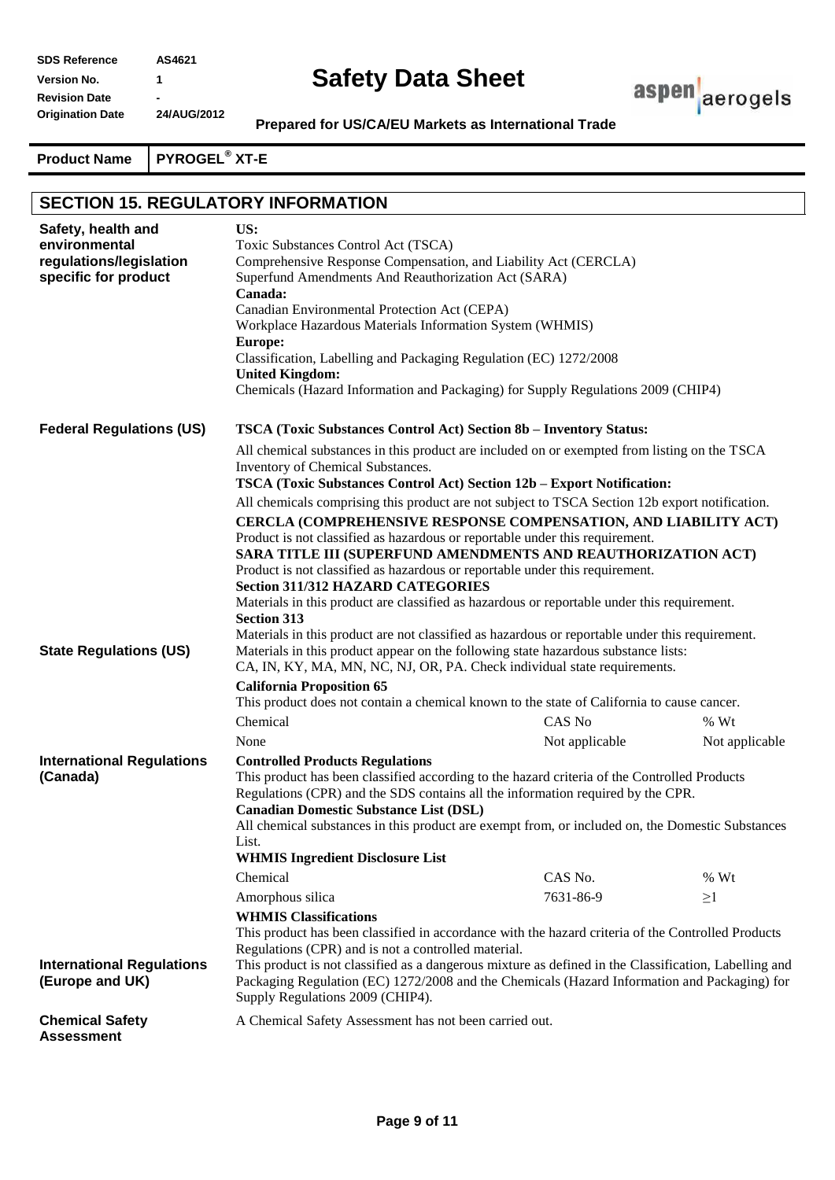| SDS Reference | AS4621 |
| --- | --- |
| Version No. | 1 |
| Revision Date | - |
| Origination Date | 24/AUG/2012 |

# Safety Data Sheet

**Prepared for US/CA/EU Markets as International Trade**

| Product Name | PYROGEL® XT-E |
| --- | --- |

## SECTION 15. REGULATORY INFORMATION

**Safety, health and environmental regulations/legislation specific for product**

**US:**
Toxic Substances Control Act (TSCA)
Comprehensive Response Compensation, and Liability Act (CERCLA)
Superfund Amendments And Reauthorization Act (SARA)
**Canada:**
Canadian Environmental Protection Act (CEPA)
Workplace Hazardous Materials Information System (WHMIS)
**Europe:**
Classification, Labelling and Packaging Regulation (EC) 1272/2008
**United Kingdom:**
Chemicals (Hazard Information and Packaging) for Supply Regulations 2009 (CHIP4)

**Federal Regulations (US)**

**TSCA (Toxic Substances Control Act) Section 8b – Inventory Status:**

All chemical substances in this product are included on or exempted from listing on the TSCA Inventory of Chemical Substances.

**TSCA (Toxic Substances Control Act) Section 12b – Export Notification:**

All chemicals comprising this product are not subject to TSCA Section 12b export notification.

**CERCLA (COMPREHENSIVE RESPONSE COMPENSATION, AND LIABILITY ACT)**
Product is not classified as hazardous or reportable under this requirement.
**SARA TITLE III (SUPERFUND AMENDMENTS AND REAUTHORIZATION ACT)**
Product is not classified as hazardous or reportable under this requirement.
**Section 311/312 HAZARD CATEGORIES**
Materials in this product are classified as hazardous or reportable under this requirement.
**Section 313**
Materials in this product are not classified as hazardous or reportable under this requirement.

**State Regulations (US)**

Materials in this product appear on the following state hazardous substance lists:
CA, IN, KY, MA, MN, NC, NJ, OR, PA. Check individual state requirements.

**California Proposition 65**
This product does not contain a chemical known to the state of California to cause cancer.

| Chemical | CAS No | % Wt |
| --- | --- | --- |
| None | Not applicable | Not applicable |

**International Regulations (Canada)**

**Controlled Products Regulations**
This product has been classified according to the hazard criteria of the Controlled Products Regulations (CPR) and the SDS contains all the information required by the CPR.
**Canadian Domestic Substance List (DSL)**
All chemical substances in this product are exempt from, or included on, the Domestic Substances List.
**WHMIS Ingredient Disclosure List**

| Chemical | CAS No. | % Wt |
| --- | --- | --- |
| Amorphous silica | 7631-86-9 | $\geq 1$ |

**WHMIS Classifications**
This product has been classified in accordance with the hazard criteria of the Controlled Products Regulations (CPR) and is not a controlled material.

**International Regulations (Europe and UK)**

This product is not classified as a dangerous mixture as defined in the Classification, Labelling and Packaging Regulation (EC) 1272/2008 and the Chemicals (Hazard Information and Packaging) for Supply Regulations 2009 (CHIP4).

**Chemical Safety Assessment**

A Chemical Safety Assessment has not been carried out.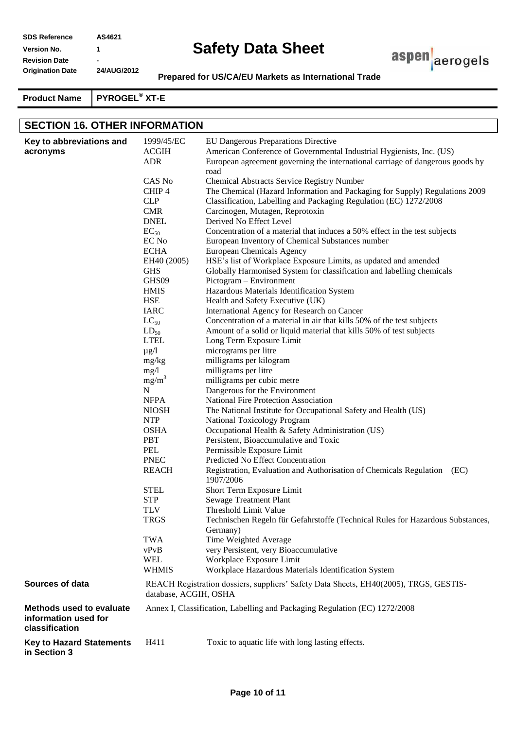## SECTION 16. OTHER INFORMATION

**Key to abbreviations and acronyms**

| | |
|---|---|
| 1999/45/EC | EU Dangerous Preparations Directive |
| ACGIH | American Conference of Governmental Industrial Hygienists, Inc. (US) |
| ADR | European agreement governing the international carriage of dangerous goods by road |
| CAS No | Chemical Abstracts Service Registry Number |
| CHIP 4 | The Chemical (Hazard Information and Packaging for Supply) Regulations 2009 |
| CLP | Classification, Labelling and Packaging Regulation (EC) 1272/2008 |
| CMR | Carcinogen, Mutagen, Reprotoxin |
| DNEL | Derived No Effect Level |
| $EC_{50}$ | Concentration of a material that induces a 50% effect in the test subjects |
| EC No | European Inventory of Chemical Substances number |
| ECHA | European Chemicals Agency |
| EH40 (2005) | HSE's list of Workplace Exposure Limits, as updated and amended |
| GHS | Globally Harmonised System for classification and labelling chemicals |
| GHS09 | Pictogram – Environment |
| HMIS | Hazardous Materials Identification System |
| HSE | Health and Safety Executive (UK) |
| IARC | International Agency for Research on Cancer |
| $LC_{50}$ | Concentration of a material in air that kills 50% of the test subjects |
| $LD_{50}$ | Amount of a solid or liquid material that kills 50% of test subjects |
| LTEL | Long Term Exposure Limit |
| µg/l | micrograms per litre |
| mg/kg | milligrams per kilogram |
| mg/l | milligrams per litre |
| $mg/m^3$ | milligrams per cubic metre |
| N | Dangerous for the Environment |
| NFPA | National Fire Protection Association |
| NIOSH | The National Institute for Occupational Safety and Health (US) |
| NTP | National Toxicology Program |
| OSHA | Occupational Health & Safety Administration (US) |
| PBT | Persistent, Bioaccumulative and Toxic |
| PEL | Permissible Exposure Limit |
| PNEC | Predicted No Effect Concentration |
| REACH | Registration, Evaluation and Authorisation of Chemicals Regulation (EC) 1907/2006 |
| STEL | Short Term Exposure Limit |
| STP | Sewage Treatment Plant |
| TLV | Threshold Limit Value |
| TRGS | Technischen Regeln für Gefahrstoffe (Technical Rules for Hazardous Substances, Germany) |
| TWA | Time Weighted Average |
| vPvB | very Persistent, very Bioaccumulative |
| WEL | Workplace Exposure Limit |
| WHMIS | Workplace Hazardous Materials Identification System |

**Sources of data**

REACH Registration dossiers, suppliers' Safety Data Sheets, EH40(2005), TRGS, GESTIS-database, ACGIH, OSHA

**Methods used to evaluate information used for classification**

Annex I, Classification, Labelling and Packaging Regulation (EC) 1272/2008

**Key to Hazard Statements in Section 3**

H411 Toxic to aquatic life with long lasting effects.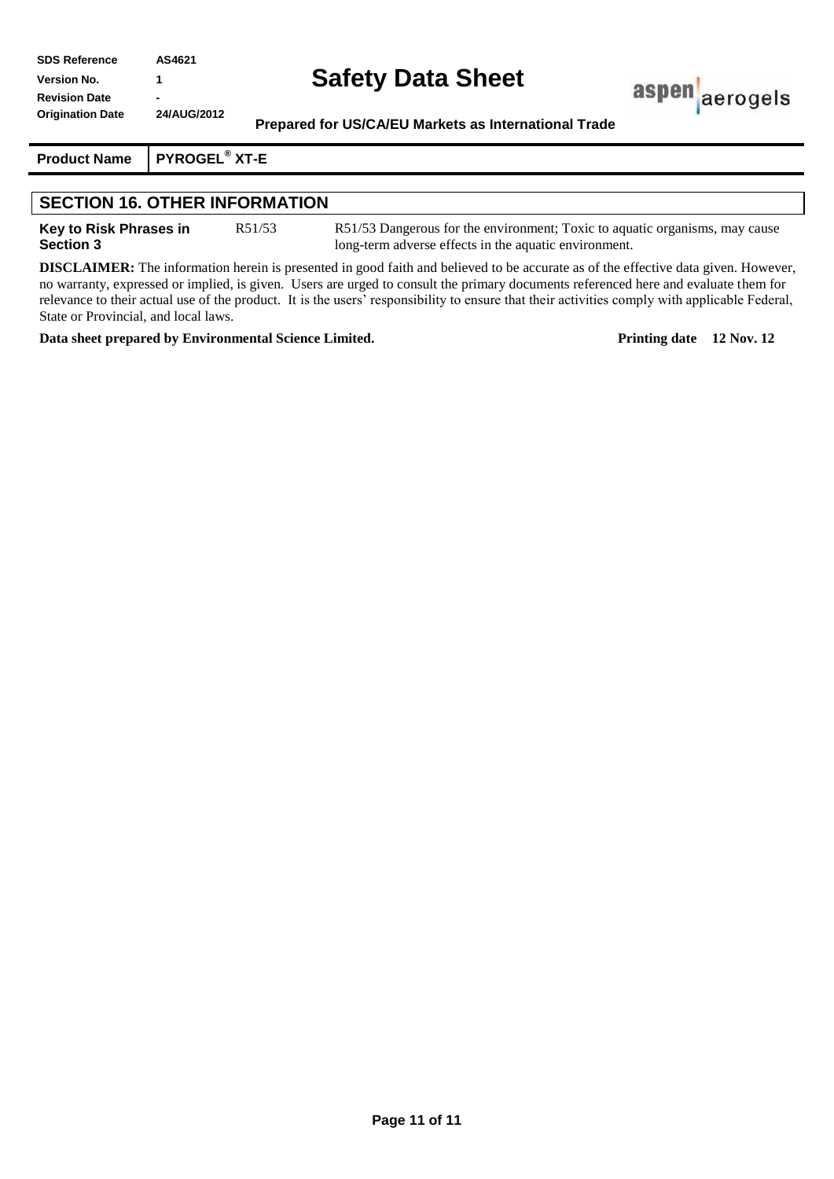## SECTION 16. OTHER INFORMATION

| | | |
|---|---|---|
| **Key to Risk Phrases in Section 3** | R51/53 | R51/53 Dangerous for the environment; Toxic to aquatic organisms, may cause long-term adverse effects in the aquatic environment. |

**DISCLAIMER:** The information herein is presented in good faith and believed to be accurate as of the effective data given. However, no warranty, expressed or implied, is given. Users are urged to consult the primary documents referenced here and evaluate them for relevance to their actual use of the product. It is the users' responsibility to ensure that their activities comply with applicable Federal, State or Provincial, and local laws.

**Data sheet prepared by Environmental Science Limited.** **Printing date 12 Nov. 12**